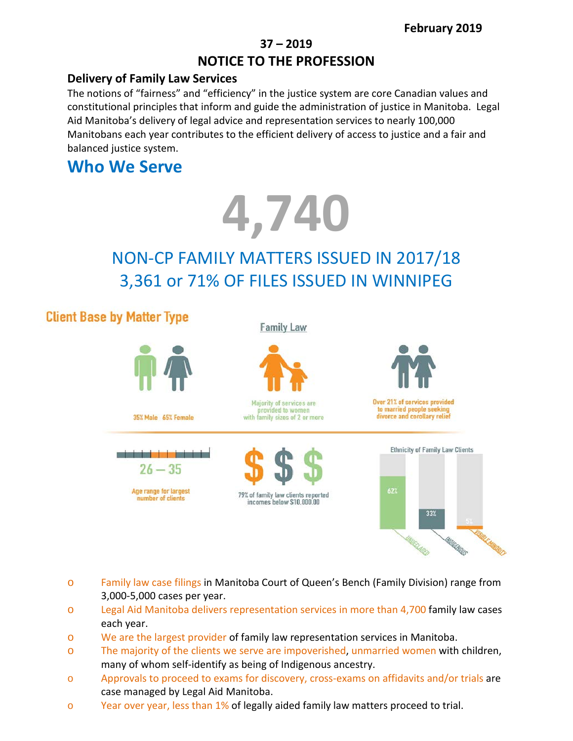February 2019

**37 – 2019**

# NOTICE TO THE PROFESSION

### Delivery of Family Law Services

The notions of "fairness" and "efficiency" in the justice system are core Canadian values and constitutional principles that inform and guide the administration of justice in Manitoba. Legal Aid Manitoba's delivery of legal advice and representation services to nearly 100,000 Manitobans each year contributes to the efficient delivery of access to justice and a fair and balanced justice system.

## Who We Serve

# 4,740

NON-CP FAMILY MATTERS ISSUED IN 2017/18
3,361 or 71% OF FILES ISSUED IN WINNIPEG

### Client Base by Matter Type

Family Law

35% Male 65% Female

Majority of services are provided to women with family sizes of 2 or more

Over 21% of services provided to married people seeking divorce and corollary relief

26 — 35

Age range for largest number of clients

79% of family law clients reported incomes below $10,000.00

Ethnicity of Family Law Clients

| Undeclared | Indigenous | Visible Minority |
|---|---|---|
| 62% | 33% | 5% |

- Family law case filings in Manitoba Court of Queen's Bench (Family Division) range from 3,000-5,000 cases per year.
- Legal Aid Manitoba delivers representation services in more than 4,700 family law cases each year.
- We are the largest provider of family law representation services in Manitoba.
- The majority of the clients we serve are impoverished, unmarried women with children, many of whom self-identify as being of Indigenous ancestry.
- Approvals to proceed to exams for discovery, cross-exams on affidavits and/or trials are case managed by Legal Aid Manitoba.
- Year over year, less than 1% of legally aided family law matters proceed to trial.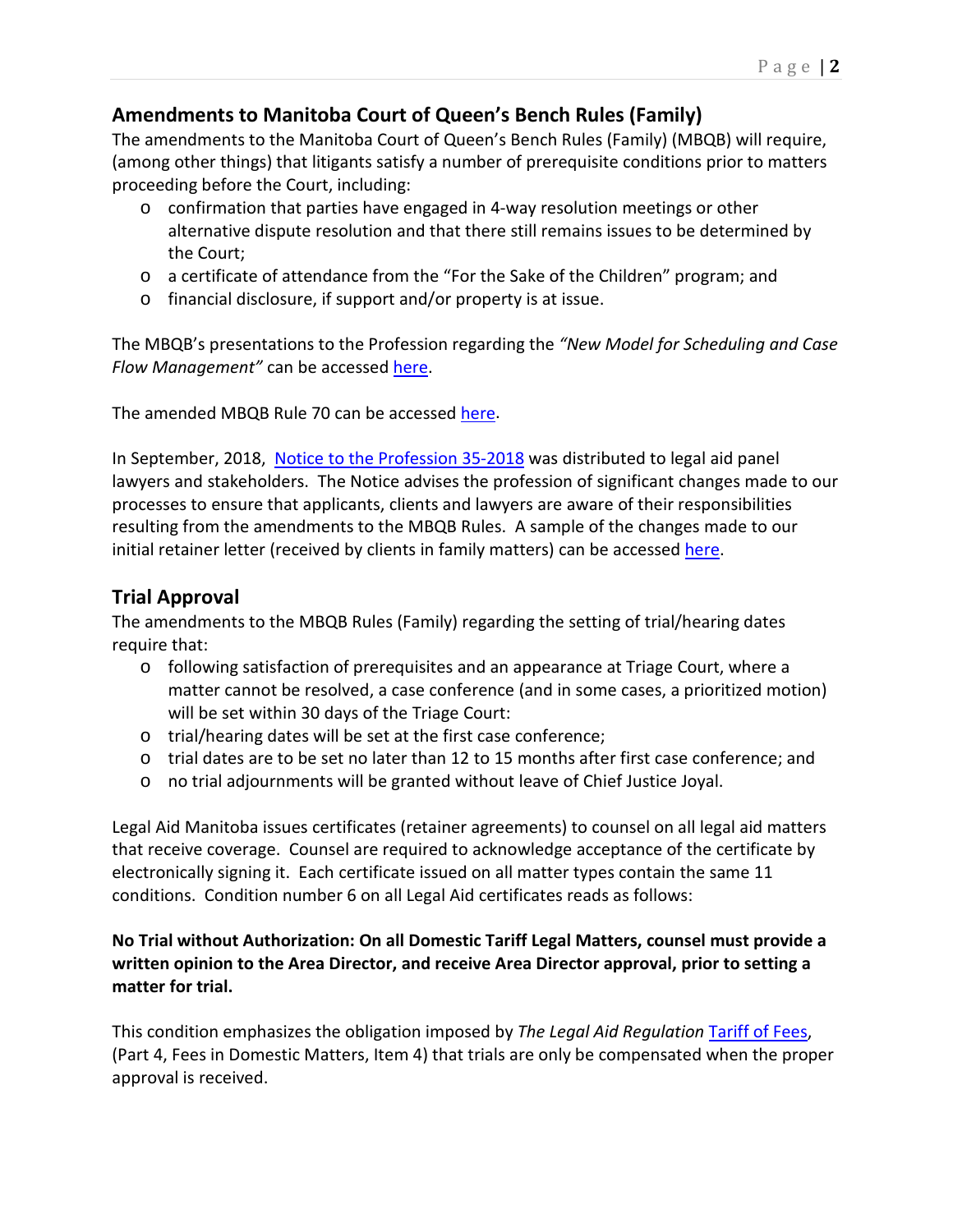## Amendments to Manitoba Court of Queen's Bench Rules (Family)

The amendments to the Manitoba Court of Queen's Bench Rules (Family) (MBQB) will require, (among other things) that litigants satisfy a number of prerequisite conditions prior to matters proceeding before the Court, including:

- confirmation that parties have engaged in 4-way resolution meetings or other alternative dispute resolution and that there still remains issues to be determined by the Court;
- a certificate of attendance from the "For the Sake of the Children" program; and
- financial disclosure, if support and/or property is at issue.

The MBQB's presentations to the Profession regarding the *"New Model for Scheduling and Case Flow Management"* can be accessed here.

The amended MBQB Rule 70 can be accessed here.

In September, 2018, Notice to the Profession 35-2018 was distributed to legal aid panel lawyers and stakeholders. The Notice advises the profession of significant changes made to our processes to ensure that applicants, clients and lawyers are aware of their responsibilities resulting from the amendments to the MBQB Rules. A sample of the changes made to our initial retainer letter (received by clients in family matters) can be accessed here.

## Trial Approval

The amendments to the MBQB Rules (Family) regarding the setting of trial/hearing dates require that:

- following satisfaction of prerequisites and an appearance at Triage Court, where a matter cannot be resolved, a case conference (and in some cases, a prioritized motion) will be set within 30 days of the Triage Court:
- trial/hearing dates will be set at the first case conference;
- trial dates are to be set no later than 12 to 15 months after first case conference; and
- no trial adjournments will be granted without leave of Chief Justice Joyal.

Legal Aid Manitoba issues certificates (retainer agreements) to counsel on all legal aid matters that receive coverage. Counsel are required to acknowledge acceptance of the certificate by electronically signing it. Each certificate issued on all matter types contain the same 11 conditions. Condition number 6 on all Legal Aid certificates reads as follows:

**No Trial without Authorization: On all Domestic Tariff Legal Matters, counsel must provide a written opinion to the Area Director, and receive Area Director approval, prior to setting a matter for trial.**

This condition emphasizes the obligation imposed by *The Legal Aid Regulation* Tariff of Fees, (Part 4, Fees in Domestic Matters, Item 4) that trials are only be compensated when the proper approval is received.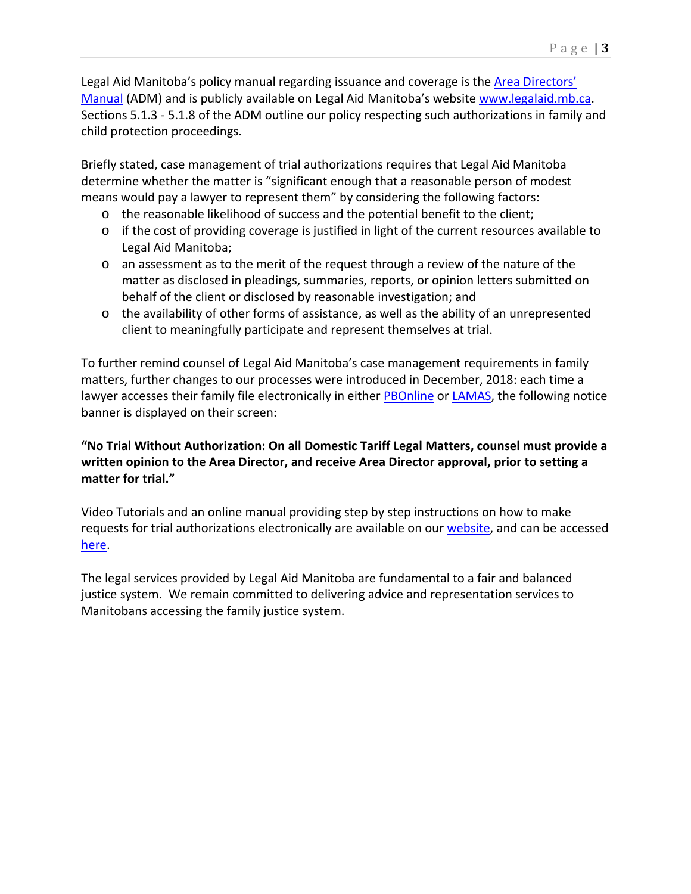Legal Aid Manitoba's policy manual regarding issuance and coverage is the Area Directors' Manual (ADM) and is publicly available on Legal Aid Manitoba's website www.legalaid.mb.ca. Sections 5.1.3 - 5.1.8 of the ADM outline our policy respecting such authorizations in family and child protection proceedings.

Briefly stated, case management of trial authorizations requires that Legal Aid Manitoba determine whether the matter is "significant enough that a reasonable person of modest means would pay a lawyer to represent them" by considering the following factors:

- the reasonable likelihood of success and the potential benefit to the client;
- if the cost of providing coverage is justified in light of the current resources available to Legal Aid Manitoba;
- an assessment as to the merit of the request through a review of the nature of the matter as disclosed in pleadings, summaries, reports, or opinion letters submitted on behalf of the client or disclosed by reasonable investigation; and
- the availability of other forms of assistance, as well as the ability of an unrepresented client to meaningfully participate and represent themselves at trial.

To further remind counsel of Legal Aid Manitoba's case management requirements in family matters, further changes to our processes were introduced in December, 2018: each time a lawyer accesses their family file electronically in either PBOnline or LAMAS, the following notice banner is displayed on their screen:

**"No Trial Without Authorization: On all Domestic Tariff Legal Matters, counsel must provide a written opinion to the Area Director, and receive Area Director approval, prior to setting a matter for trial."**

Video Tutorials and an online manual providing step by step instructions on how to make requests for trial authorizations electronically are available on our website, and can be accessed here.

The legal services provided by Legal Aid Manitoba are fundamental to a fair and balanced justice system. We remain committed to delivering advice and representation services to Manitobans accessing the family justice system.